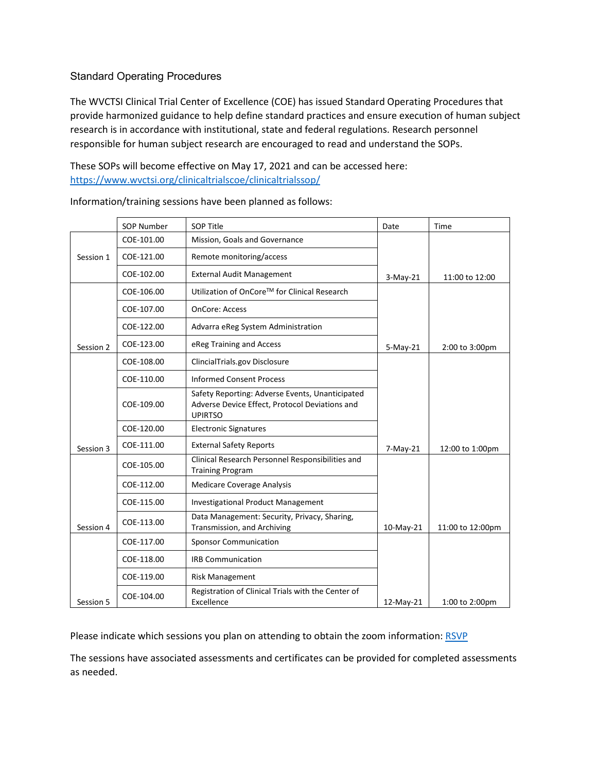## Standard Operating Procedures

The WVCTSI Clinical Trial Center of Excellence (COE) has issued Standard Operating Procedures that provide harmonized guidance to help define standard practices and ensure execution of human subject research is in accordance with institutional, state and federal regulations. Research personnel responsible for human subject research are encouraged to read and understand the SOPs.

These SOPs will become effective on May 17, 2021 and can be accessed here: [https://www.wvctsi.org/clinicaltrialscoe/clinicaltrialssop/](https://www.wvctsi.org/clinicaltrialscoe/clinicaltrialssop/)

Information/training sessions have been planned as follows:

| | SOP Number | SOP Title | Date | Time |
|---|---|---|---|---|
| Session 1 | COE-101.00 | Mission, Goals and Governance | 3-May-21 | 11:00 to 12:00 |
| | COE-121.00 | Remote monitoring/access | | |
| | COE-102.00 | External Audit Management | | |
| Session 2 | COE-106.00 | Utilization of OnCore™ for Clinical Research | 5-May-21 | 2:00 to 3:00pm |
| | COE-107.00 | OnCore: Access | | |
| | COE-122.00 | Advarra eReg System Administration | | |
| | COE-123.00 | eReg Training and Access | | |
| Session 3 | COE-108.00 | ClincialTrials.gov Disclosure | 7-May-21 | 12:00 to 1:00pm |
| | COE-110.00 | Informed Consent Process | | |
| | COE-109.00 | Safety Reporting: Adverse Events, Unanticipated Adverse Device Effect, Protocol Deviations and UPIRTSO | | |
| | COE-120.00 | Electronic Signatures | | |
| | COE-111.00 | External Safety Reports | | |
| Session 4 | COE-105.00 | Clinical Research Personnel Responsibilities and Training Program | 10-May-21 | 11:00 to 12:00pm |
| | COE-112.00 | Medicare Coverage Analysis | | |
| | COE-115.00 | Investigational Product Management | | |
| | COE-113.00 | Data Management: Security, Privacy, Sharing, Transmission, and Archiving | | |
| Session 5 | COE-117.00 | Sponsor Communication | 12-May-21 | 1:00 to 2:00pm |
| | COE-118.00 | IRB Communication | | |
| | COE-119.00 | Risk Management | | |
| | COE-104.00 | Registration of Clinical Trials with the Center of Excellence | | |

Please indicate which sessions you plan on attending to obtain the zoom information: RSVP

The sessions have associated assessments and certificates can be provided for completed assessments as needed.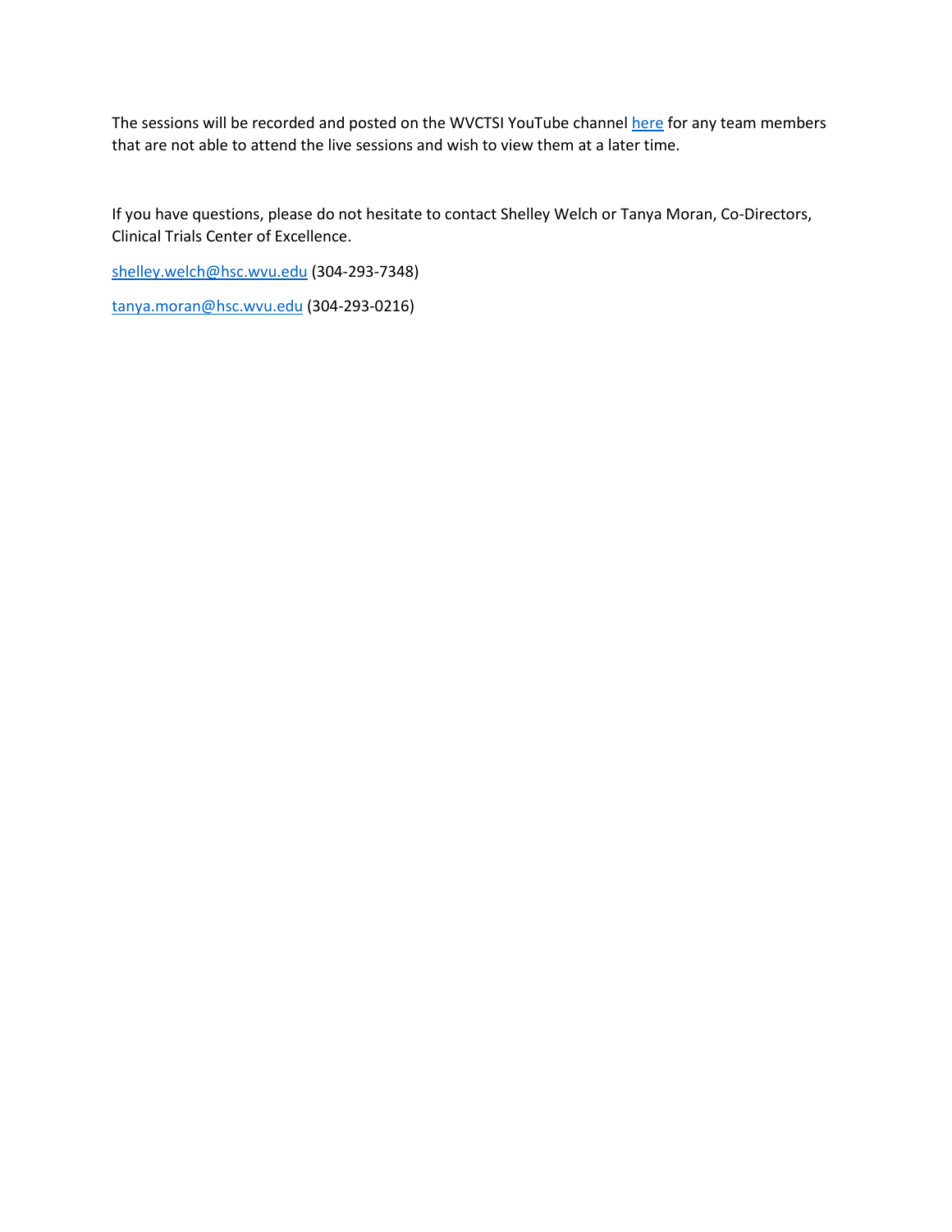The sessions will be recorded and posted on the WVCTSI YouTube channel here for any team members that are not able to attend the live sessions and wish to view them at a later time.

If you have questions, please do not hesitate to contact Shelley Welch or Tanya Moran, Co-Directors, Clinical Trials Center of Excellence.

shelley.welch@hsc.wvu.edu (304-293-7348)

tanya.moran@hsc.wvu.edu (304-293-0216)